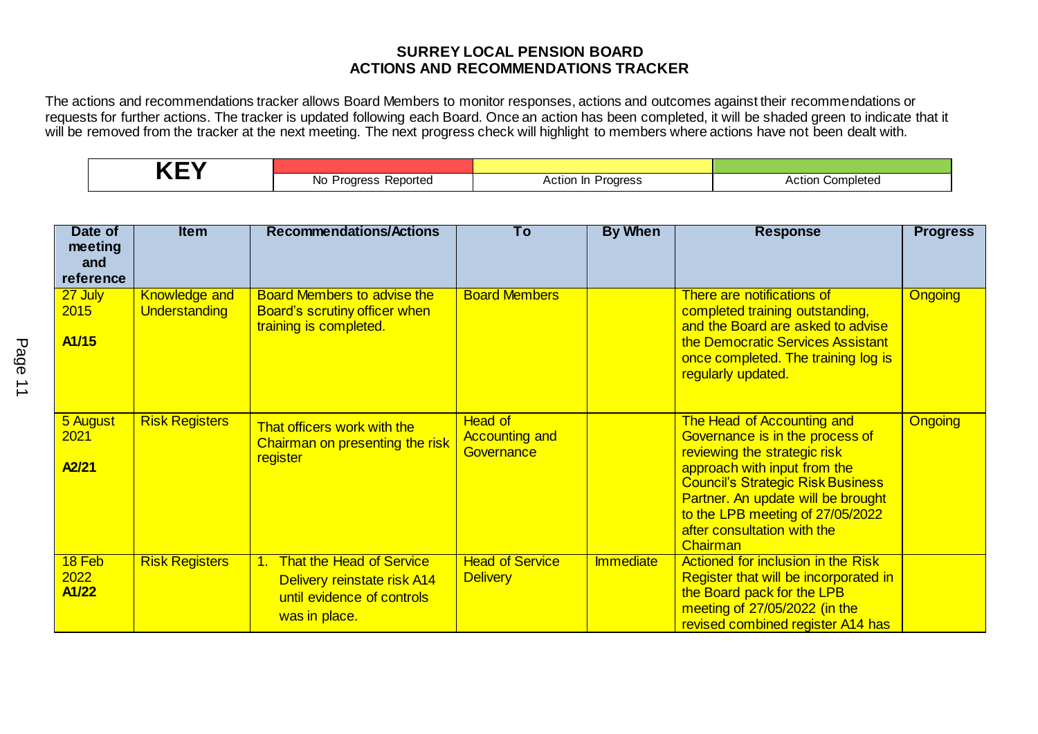# SURREY LOCAL PENSION BOARD
## ACTIONS AND RECOMMENDATIONS TRACKER

The actions and recommendations tracker allows Board Members to monitor responses, actions and outcomes against their recommendations or requests for further actions. The tracker is updated following each Board. Once an action has been completed, it will be shaded green to indicate that it will be removed from the tracker at the next meeting. The next progress check will highlight to members where actions have not been dealt with.

| KEY | | | |
|---|---|---|---|
| | No Progress Reported | Action In Progress | Action Completed |

| Date of meeting and reference | Item | Recommendations/Actions | To | By When | Response | Progress |
|---|---|---|---|---|---|---|
| 27 July 2015<br>**A1/15** | Knowledge and Understanding | Board Members to advise the Board's scrutiny officer when training is completed. | Board Members | | There are notifications of completed training outstanding, and the Board are asked to advise the Democratic Services Assistant once completed. The training log is regularly updated. | Ongoing |
| 5 August 2021<br>**A2/21** | Risk Registers | That officers work with the Chairman on presenting the risk register | Head of Accounting and Governance | | The Head of Accounting and Governance is in the process of reviewing the strategic risk approach with input from the Council's Strategic Risk Business Partner. An update will be brought to the LPB meeting of 27/05/2022 after consultation with the Chairman | Ongoing |
| 18 Feb 2022<br>**A1/22** | Risk Registers | 1. That the Head of Service Delivery reinstate risk A14 until evidence of controls was in place. | Head of Service Delivery | Immediate | Actioned for inclusion in the Risk Register that will be incorporated in the Board pack for the LPB meeting of 27/05/2022 (in the revised combined register A14 has | |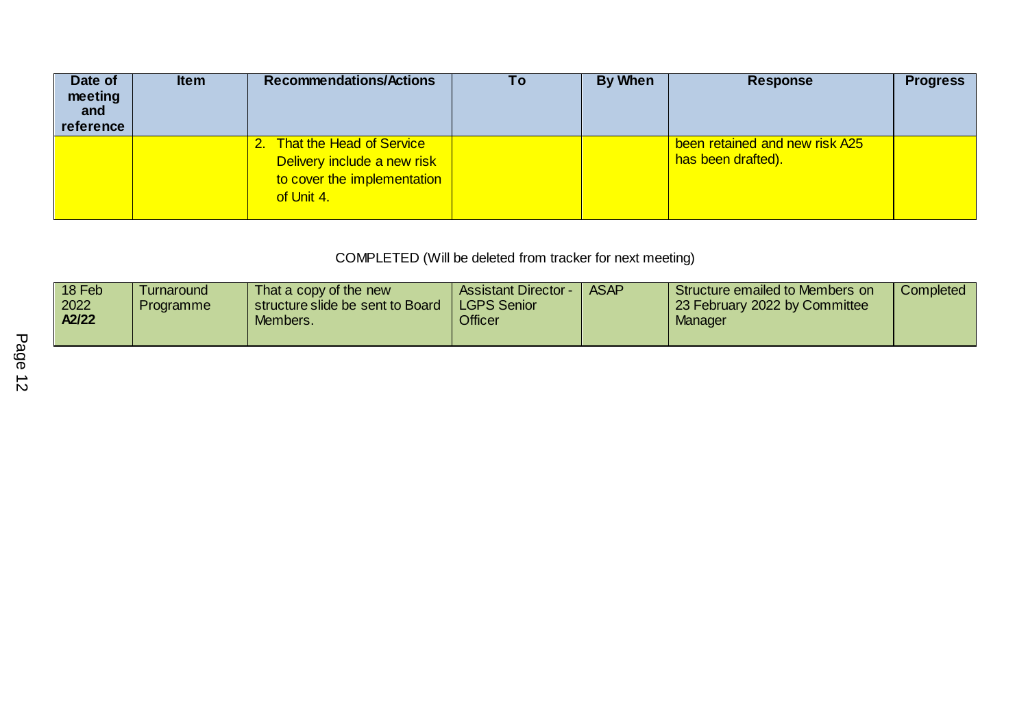| Date of meeting and reference | Item | Recommendations/Actions | To | By When | Response | Progress |
| --- | --- | --- | --- | --- | --- | --- |
| | | 2. That the Head of Service Delivery include a new risk to cover the implementation of Unit 4. | | | been retained and new risk A25 has been drafted). | |

COMPLETED (Will be deleted from tracker for next meeting)

| Date of meeting and reference | Item | Recommendations/Actions | To | By When | Response | Progress |
| --- | --- | --- | --- | --- | --- | --- |
| 18 Feb 2022 **A2/22** | Turnaround Programme | That a copy of the new structure slide be sent to Board Members. | Assistant Director - LGPS Senior Officer | ASAP | Structure emailed to Members on 23 February 2022 by Committee Manager | Completed |